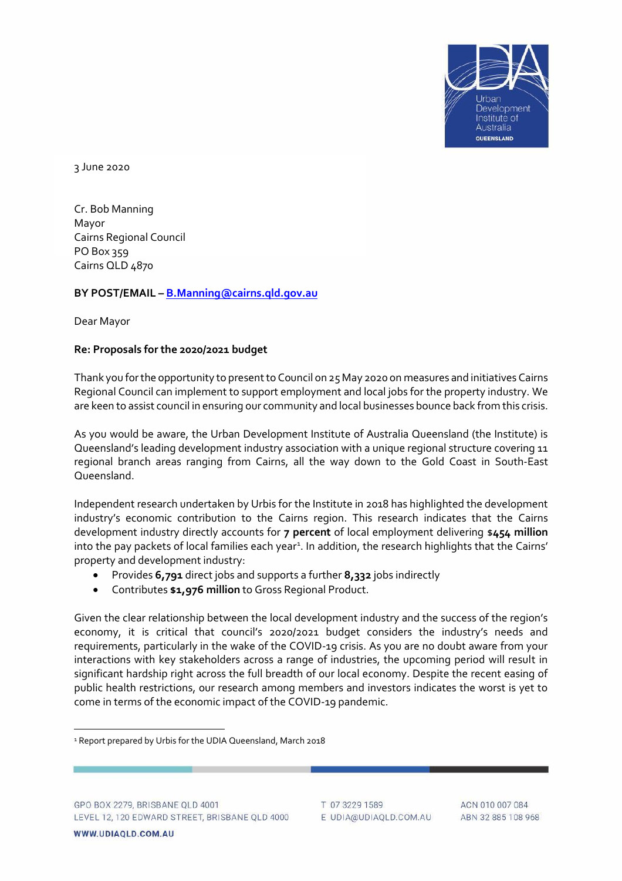3 June 2020

Cr. Bob Manning
Mayor
Cairns Regional Council
PO Box 359
Cairns QLD 4870

**BY POST/EMAIL – B.Manning@cairns.qld.gov.au**

Dear Mayor

**Re: Proposals for the 2020/2021 budget**

Thank you for the opportunity to present to Council on 25 May 2020 on measures and initiatives Cairns Regional Council can implement to support employment and local jobs for the property industry. We are keen to assist council in ensuring our community and local businesses bounce back from this crisis.

As you would be aware, the Urban Development Institute of Australia Queensland (the Institute) is Queensland's leading development industry association with a unique regional structure covering 11 regional branch areas ranging from Cairns, all the way down to the Gold Coast in South-East Queensland.

Independent research undertaken by Urbis for the Institute in 2018 has highlighted the development industry's economic contribution to the Cairns region. This research indicates that the Cairns development industry directly accounts for **7 percent** of local employment delivering **$454 million** into the pay packets of local families each year[1]. In addition, the research highlights that the Cairns' property and development industry:

- Provides **6,791** direct jobs and supports a further **8,332** jobs indirectly
- Contributes **$1,976 million** to Gross Regional Product.

Given the clear relationship between the local development industry and the success of the region's economy, it is critical that council's 2020/2021 budget considers the industry's needs and requirements, particularly in the wake of the COVID-19 crisis. As you are no doubt aware from your interactions with key stakeholders across a range of industries, the upcoming period will result in significant hardship right across the full breadth of our local economy. Despite the recent easing of public health restrictions, our research among members and investors indicates the worst is yet to come in terms of the economic impact of the COVID-19 pandemic.

[1] Report prepared by Urbis for the UDIA Queensland, March 2018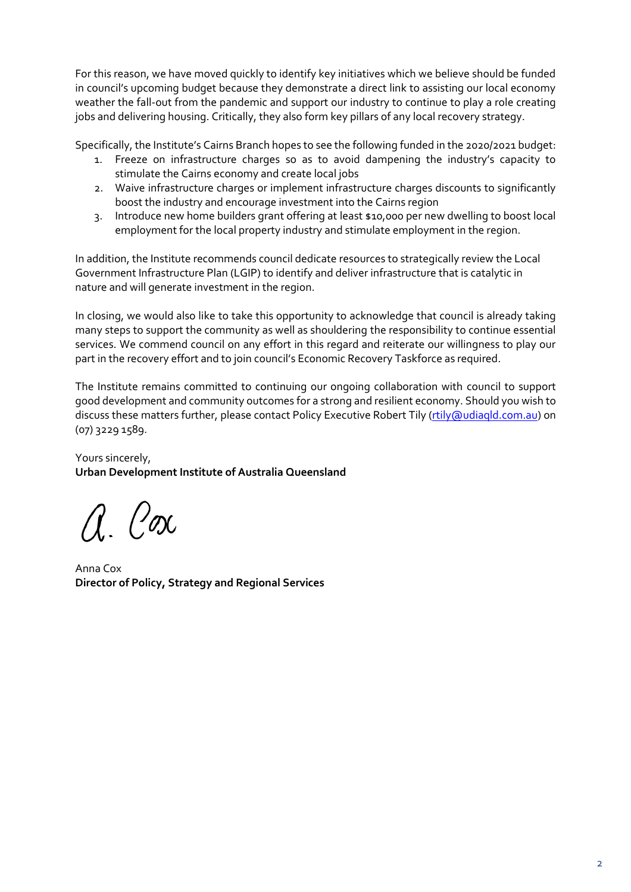For this reason, we have moved quickly to identify key initiatives which we believe should be funded in council's upcoming budget because they demonstrate a direct link to assisting our local economy weather the fall-out from the pandemic and support our industry to continue to play a role creating jobs and delivering housing. Critically, they also form key pillars of any local recovery strategy.

Specifically, the Institute's Cairns Branch hopes to see the following funded in the 2020/2021 budget:

1. Freeze on infrastructure charges so as to avoid dampening the industry's capacity to stimulate the Cairns economy and create local jobs
2. Waive infrastructure charges or implement infrastructure charges discounts to significantly boost the industry and encourage investment into the Cairns region
3. Introduce new home builders grant offering at least $10,000 per new dwelling to boost local employment for the local property industry and stimulate employment in the region.

In addition, the Institute recommends council dedicate resources to strategically review the Local Government Infrastructure Plan (LGIP) to identify and deliver infrastructure that is catalytic in nature and will generate investment in the region.

In closing, we would also like to take this opportunity to acknowledge that council is already taking many steps to support the community as well as shouldering the responsibility to continue essential services. We commend council on any effort in this regard and reiterate our willingness to play our part in the recovery effort and to join council's Economic Recovery Taskforce as required.

The Institute remains committed to continuing our ongoing collaboration with council to support good development and community outcomes for a strong and resilient economy. Should you wish to discuss these matters further, please contact Policy Executive Robert Tily (rtily@udiaqld.com.au) on (07) 3229 1589.

Yours sincerely,
**Urban Development Institute of Australia Queensland**

A. Cox

Anna Cox
**Director of Policy, Strategy and Regional Services**